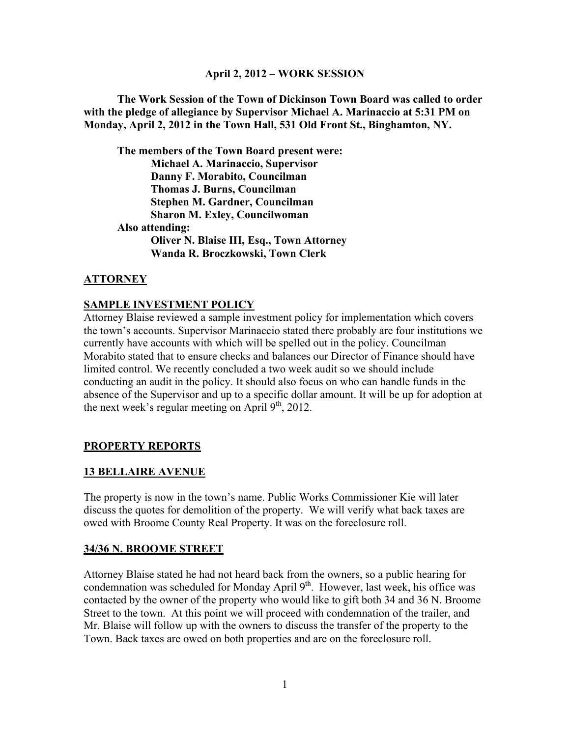**April 2, 2012 – WORK SESSION**

**The Work Session of the Town of Dickinson Town Board was called to order with the pledge of allegiance by Supervisor Michael A. Marinaccio at 5:31 PM on Monday, April 2, 2012 in the Town Hall, 531 Old Front St., Binghamton, NY.**

**The members of the Town Board present were:**
**Michael A. Marinaccio, Supervisor**
**Danny F. Morabito, Councilman**
**Thomas J. Burns, Councilman**
**Stephen M. Gardner, Councilman**
**Sharon M. Exley, Councilwoman**
**Also attending:**
**Oliver N. Blaise III, Esq., Town Attorney**
**Wanda R. Broczkowski, Town Clerk**

## ATTORNEY

### SAMPLE INVESTMENT POLICY

Attorney Blaise reviewed a sample investment policy for implementation which covers the town's accounts. Supervisor Marinaccio stated there probably are four institutions we currently have accounts with which will be spelled out in the policy. Councilman Morabito stated that to ensure checks and balances our Director of Finance should have limited control. We recently concluded a two week audit so we should include conducting an audit in the policy. It should also focus on who can handle funds in the absence of the Supervisor and up to a specific dollar amount. It will be up for adoption at the next week's regular meeting on April 9th, 2012.

## PROPERTY REPORTS

### 13 BELLAIRE AVENUE

The property is now in the town's name. Public Works Commissioner Kie will later discuss the quotes for demolition of the property. We will verify what back taxes are owed with Broome County Real Property. It was on the foreclosure roll.

### 34/36 N. BROOME STREET

Attorney Blaise stated he had not heard back from the owners, so a public hearing for condemnation was scheduled for Monday April 9th. However, last week, his office was contacted by the owner of the property who would like to gift both 34 and 36 N. Broome Street to the town. At this point we will proceed with condemnation of the trailer, and Mr. Blaise will follow up with the owners to discuss the transfer of the property to the Town. Back taxes are owed on both properties and are on the foreclosure roll.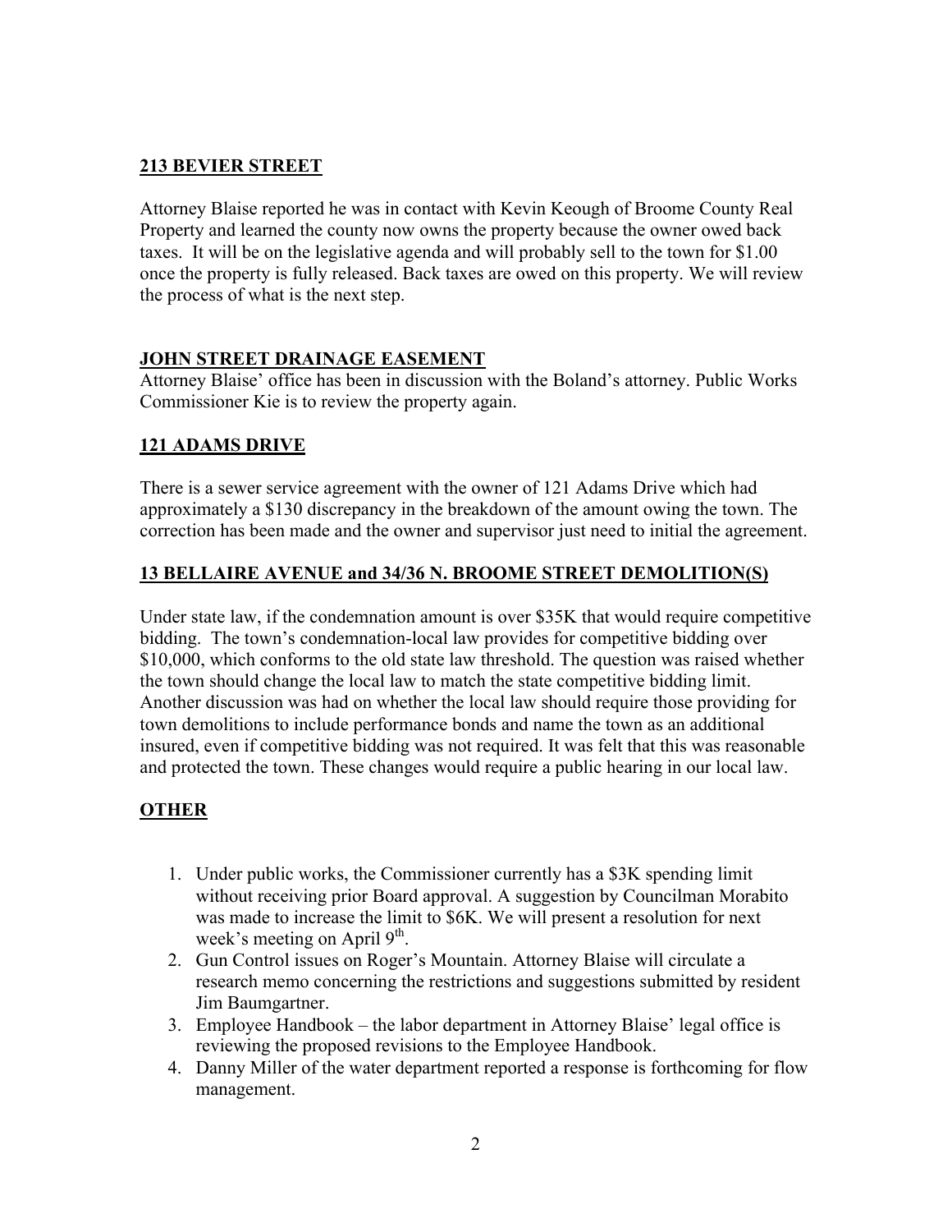## **213 BEVIER STREET**

Attorney Blaise reported he was in contact with Kevin Keough of Broome County Real Property and learned the county now owns the property because the owner owed back taxes. It will be on the legislative agenda and will probably sell to the town for $1.00 once the property is fully released. Back taxes are owed on this property. We will review the process of what is the next step.

## **JOHN STREET DRAINAGE EASEMENT**

Attorney Blaise' office has been in discussion with the Boland's attorney. Public Works Commissioner Kie is to review the property again.

## **121 ADAMS DRIVE**

There is a sewer service agreement with the owner of 121 Adams Drive which had approximately a $130 discrepancy in the breakdown of the amount owing the town. The correction has been made and the owner and supervisor just need to initial the agreement.

## **13 BELLAIRE AVENUE and 34/36 N. BROOME STREET DEMOLITION(S)**

Under state law, if the condemnation amount is over $35K that would require competitive bidding. The town's condemnation-local law provides for competitive bidding over $10,000, which conforms to the old state law threshold. The question was raised whether the town should change the local law to match the state competitive bidding limit. Another discussion was had on whether the local law should require those providing for town demolitions to include performance bonds and name the town as an additional insured, even if competitive bidding was not required. It was felt that this was reasonable and protected the town. These changes would require a public hearing in our local law.

## **OTHER**

1. Under public works, the Commissioner currently has a $3K spending limit without receiving prior Board approval. A suggestion by Councilman Morabito was made to increase the limit to $6K. We will present a resolution for next week's meeting on April 9th.
2. Gun Control issues on Roger's Mountain. Attorney Blaise will circulate a research memo concerning the restrictions and suggestions submitted by resident Jim Baumgartner.
3. Employee Handbook – the labor department in Attorney Blaise' legal office is reviewing the proposed revisions to the Employee Handbook.
4. Danny Miller of the water department reported a response is forthcoming for flow management.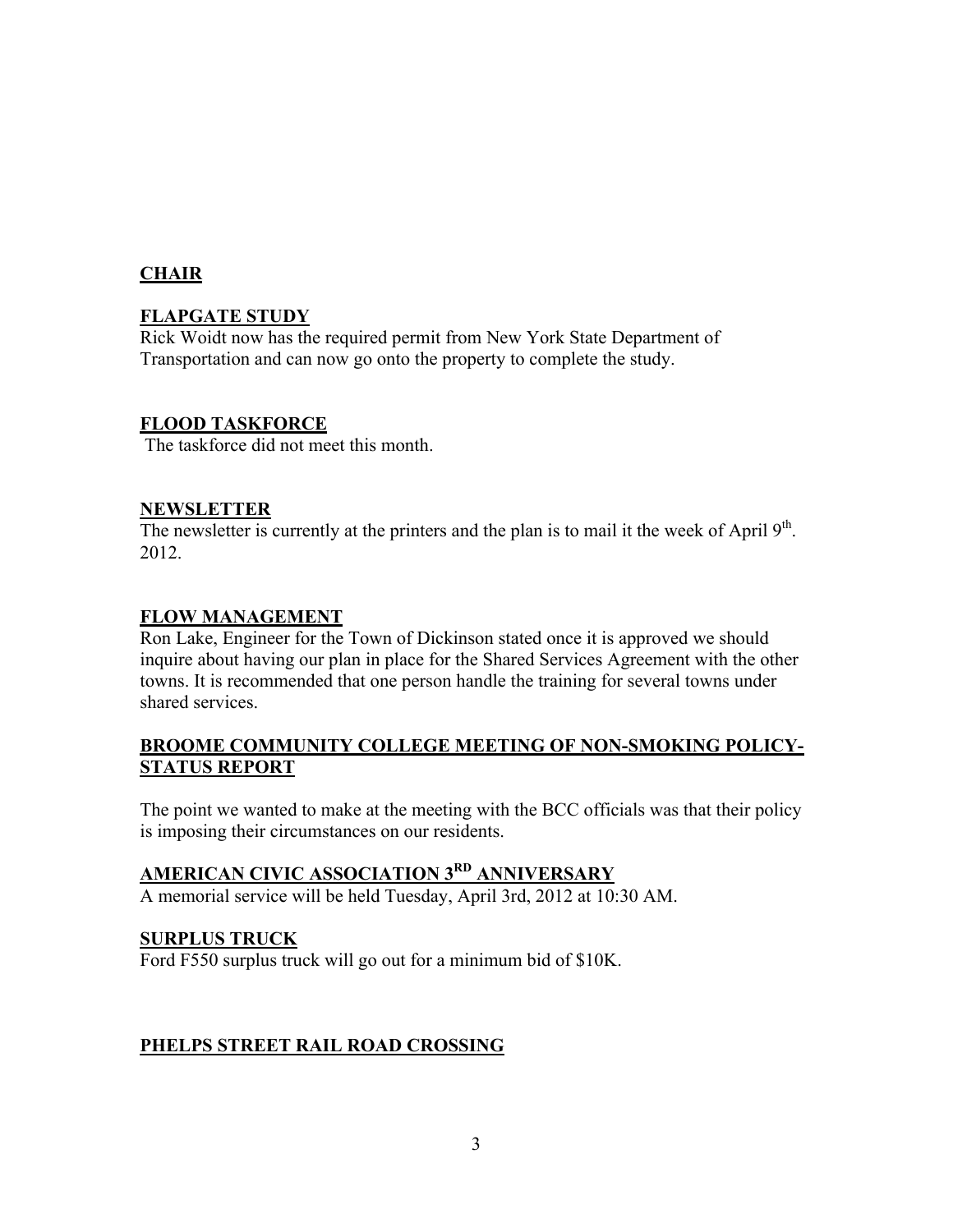**CHAIR**

**FLAPGATE STUDY**

Rick Woidt now has the required permit from New York State Department of Transportation and can now go onto the property to complete the study.

**FLOOD TASKFORCE**

The taskforce did not meet this month.

**NEWSLETTER**

The newsletter is currently at the printers and the plan is to mail it the week of April 9th. 2012.

**FLOW MANAGEMENT**

Ron Lake, Engineer for the Town of Dickinson stated once it is approved we should inquire about having our plan in place for the Shared Services Agreement with the other towns. It is recommended that one person handle the training for several towns under shared services.

**BROOME COMMUNITY COLLEGE MEETING OF NON-SMOKING POLICY- STATUS REPORT**

The point we wanted to make at the meeting with the BCC officials was that their policy is imposing their circumstances on our residents.

**AMERICAN CIVIC ASSOCIATION 3RD ANNIVERSARY**

A memorial service will be held Tuesday, April 3rd, 2012 at 10:30 AM.

**SURPLUS TRUCK**

Ford F550 surplus truck will go out for a minimum bid of $10K.

**PHELPS STREET RAIL ROAD CROSSING**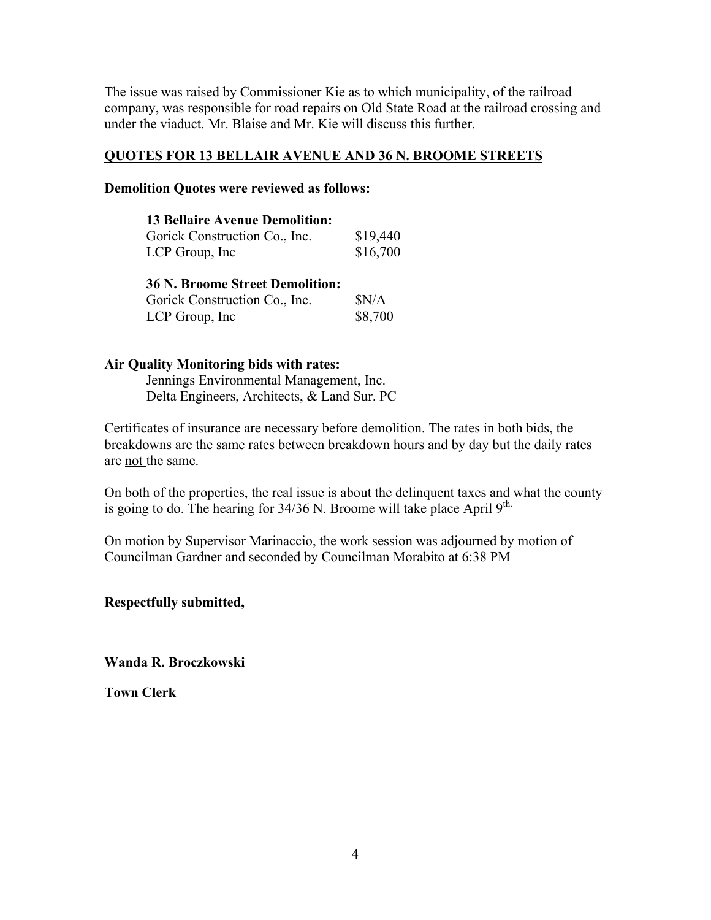The issue was raised by Commissioner Kie as to which municipality, of the railroad company, was responsible for road repairs on Old State Road at the railroad crossing and under the viaduct. Mr. Blaise and Mr. Kie will discuss this further.

**QUOTES FOR 13 BELLAIR AVENUE AND 36 N. BROOME STREETS**

**Demolition Quotes were reviewed as follows:**

| | |
|---|---|
| **13 Bellaire Avenue Demolition:** | |
| Gorick Construction Co., Inc. | \$19,440 |
| LCP Group, Inc | \$16,700 |
| **36 N. Broome Street Demolition:** | |
| Gorick Construction Co., Inc. | \$N/A |
| LCP Group, Inc | \$8,700 |

**Air Quality Monitoring bids with rates:**

Jennings Environmental Management, Inc.
Delta Engineers, Architects, & Land Sur. PC

Certificates of insurance are necessary before demolition. The rates in both bids, the breakdowns are the same rates between breakdown hours and by day but the daily rates are not the same.

On both of the properties, the real issue is about the delinquent taxes and what the county is going to do. The hearing for 34/36 N. Broome will take place April 9th.

On motion by Supervisor Marinaccio, the work session was adjourned by motion of Councilman Gardner and seconded by Councilman Morabito at 6:38 PM

**Respectfully submitted,**

**Wanda R. Broczkowski**

**Town Clerk**